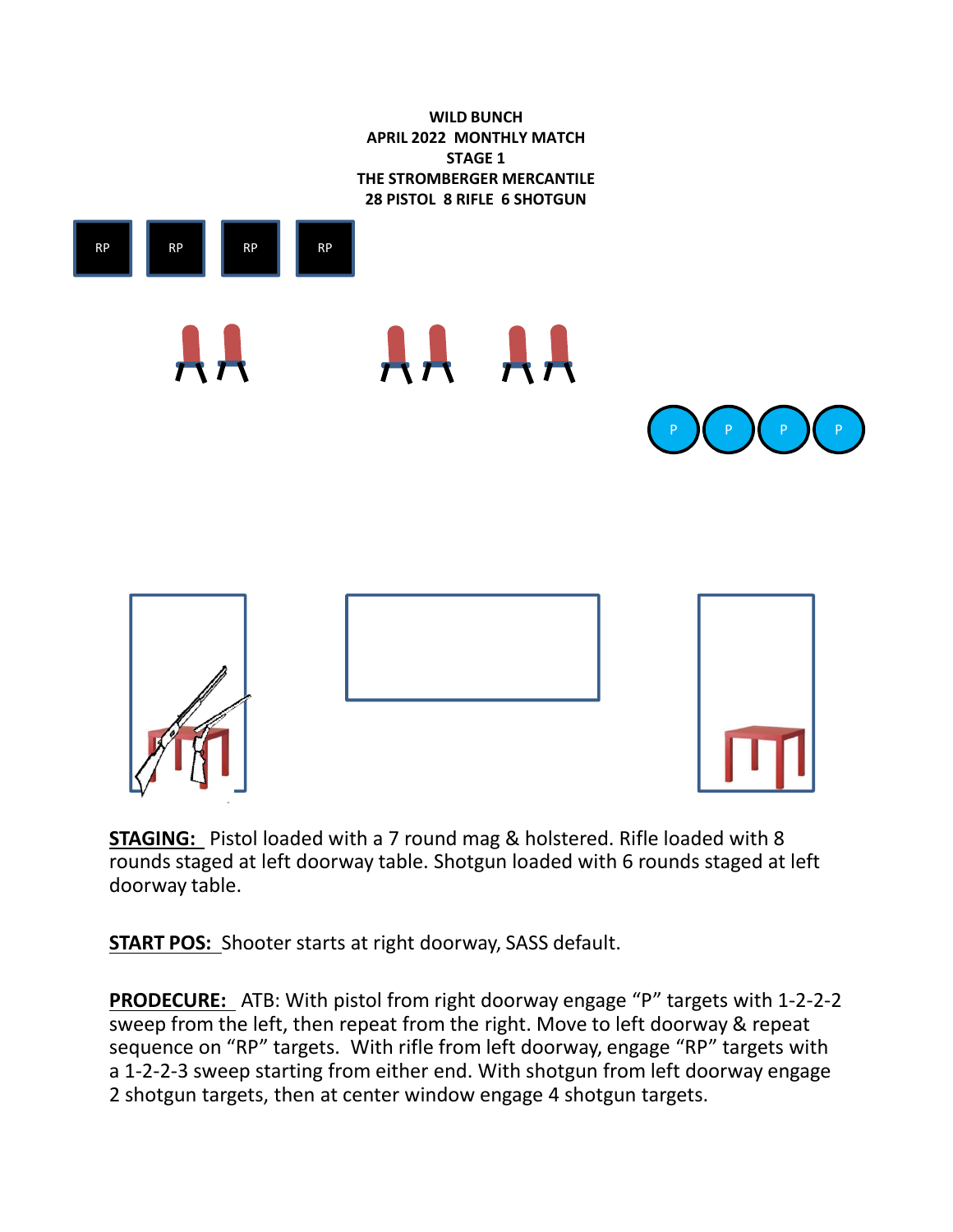**WILD BUNCH**
**APRIL 2022 MONTHLY MATCH**
**STAGE 1**
**THE STROMBERGER MERCANTILE**
**28 PISTOL 8 RIFLE 6 SHOTGUN**

RP RP RP RP

P P P P

**STAGING:** Pistol loaded with a 7 round mag & holstered. Rifle loaded with 8 rounds staged at left doorway table. Shotgun loaded with 6 rounds staged at left doorway table.

**START POS:** Shooter starts at right doorway, SASS default.

**PRODECURE:** ATB: With pistol from right doorway engage "P" targets with 1-2-2-2 sweep from the left, then repeat from the right. Move to left doorway & repeat sequence on "RP" targets. With rifle from left doorway, engage "RP" targets with a 1-2-2-3 sweep starting from either end. With shotgun from left doorway engage 2 shotgun targets, then at center window engage 4 shotgun targets.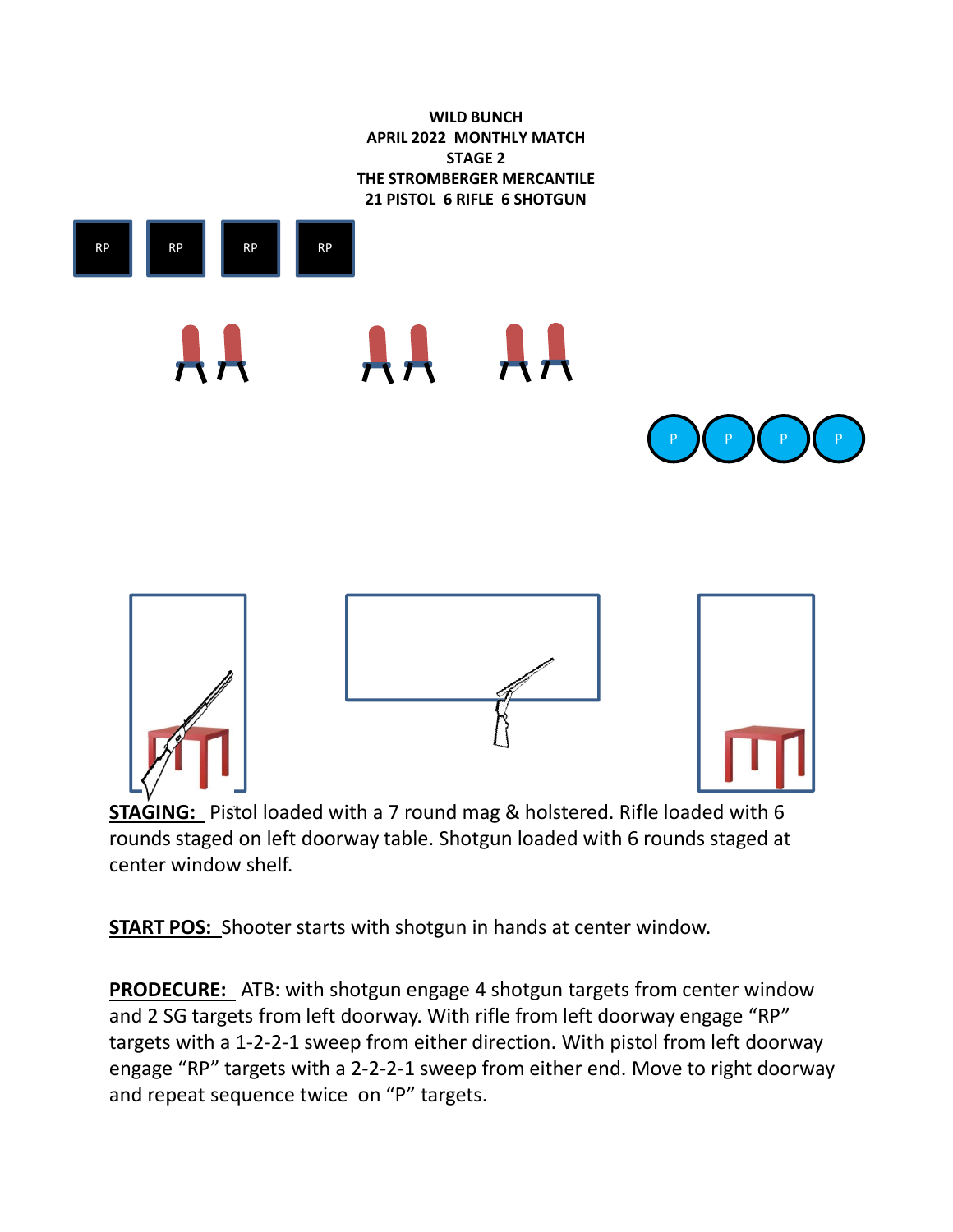**WILD BUNCH**
**APRIL 2022 MONTHLY MATCH**
**STAGE 2**
**THE STROMBERGER MERCANTILE**
**21 PISTOL 6 RIFLE 6 SHOTGUN**

RP RP RP RP

P P P P

**STAGING:** Pistol loaded with a 7 round mag & holstered. Rifle loaded with 6 rounds staged on left doorway table. Shotgun loaded with 6 rounds staged at center window shelf.

**START POS:** Shooter starts with shotgun in hands at center window.

**PRODECURE:** ATB: with shotgun engage 4 shotgun targets from center window and 2 SG targets from left doorway. With rifle from left doorway engage "RP" targets with a 1-2-2-1 sweep from either direction. With pistol from left doorway engage "RP" targets with a 2-2-2-1 sweep from either end. Move to right doorway and repeat sequence twice on "P" targets.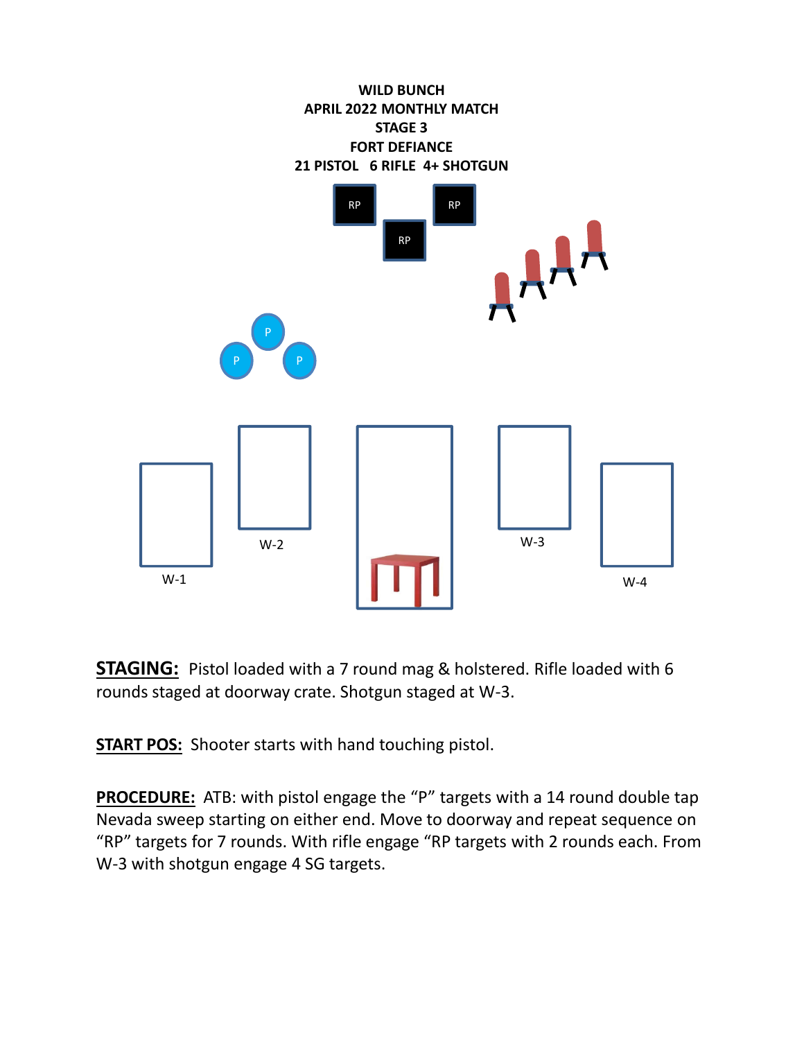**WILD BUNCH**
**APRIL 2022 MONTHLY MATCH**
**STAGE 3**
**FORT DEFIANCE**
**21 PISTOL 6 RIFLE 4+ SHOTGUN**

RP RP RP

P P P

W-1 W-2 W-3 W-4

**STAGING:** Pistol loaded with a 7 round mag & holstered. Rifle loaded with 6 rounds staged at doorway crate. Shotgun staged at W-3.

**START POS:** Shooter starts with hand touching pistol.

**PROCEDURE:** ATB: with pistol engage the "P" targets with a 14 round double tap Nevada sweep starting on either end. Move to doorway and repeat sequence on "RP" targets for 7 rounds. With rifle engage "RP targets with 2 rounds each. From W-3 with shotgun engage 4 SG targets.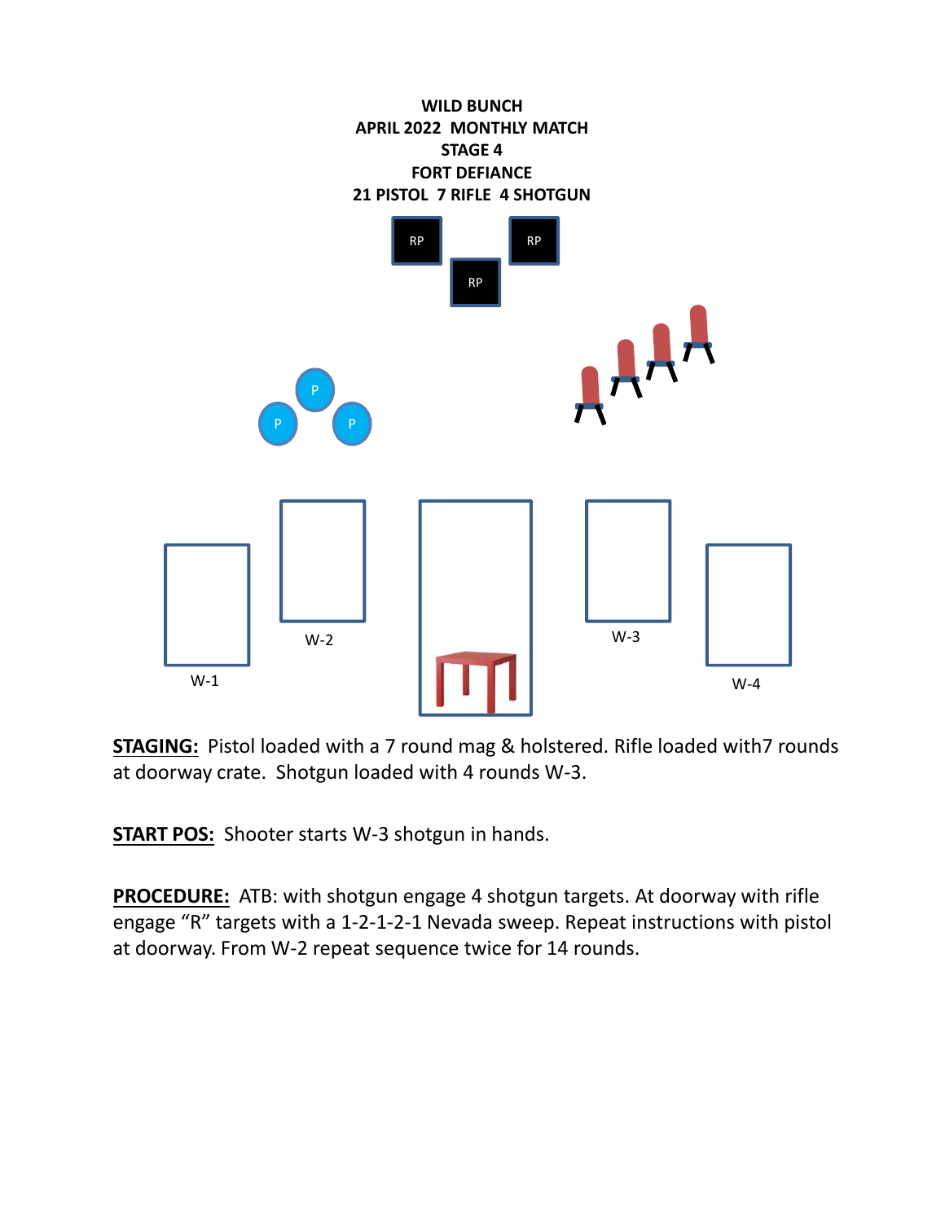**WILD BUNCH**
**APRIL 2022 MONTHLY MATCH**
**STAGE 4**
**FORT DEFIANCE**
**21 PISTOL 7 RIFLE 4 SHOTGUN**

RP RP
RP

P
P P

W-1 W-2 W-3 W-4

**STAGING:** Pistol loaded with a 7 round mag & holstered. Rifle loaded with7 rounds at doorway crate. Shotgun loaded with 4 rounds W-3.

**START POS:** Shooter starts W-3 shotgun in hands.

**PROCEDURE:** ATB: with shotgun engage 4 shotgun targets. At doorway with rifle engage "R" targets with a 1-2-1-2-1 Nevada sweep. Repeat instructions with pistol at doorway. From W-2 repeat sequence twice for 14 rounds.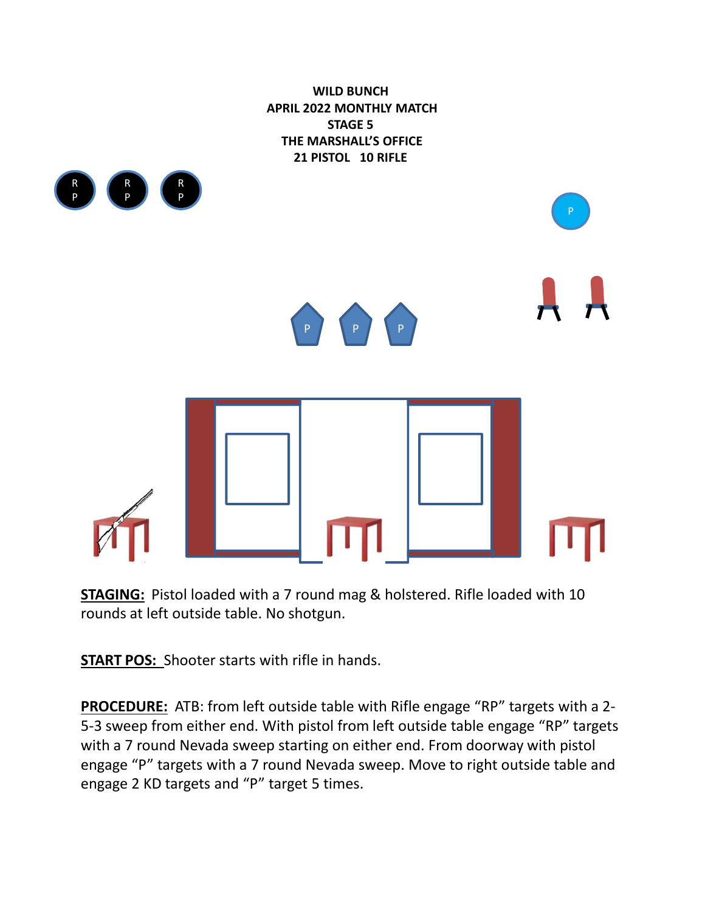**WILD BUNCH**
**APRIL 2022 MONTHLY MATCH**
**STAGE 5**
**THE MARSHALL'S OFFICE**
**21 PISTOL 10 RIFLE**

**STAGING:** Pistol loaded with a 7 round mag & holstered. Rifle loaded with 10 rounds at left outside table. No shotgun.

**START POS:** Shooter starts with rifle in hands.

**PROCEDURE:** ATB: from left outside table with Rifle engage "RP" targets with a 2-5-3 sweep from either end. With pistol from left outside table engage "RP" targets with a 7 round Nevada sweep starting on either end. From doorway with pistol engage "P" targets with a 7 round Nevada sweep. Move to right outside table and engage 2 KD targets and "P" target 5 times.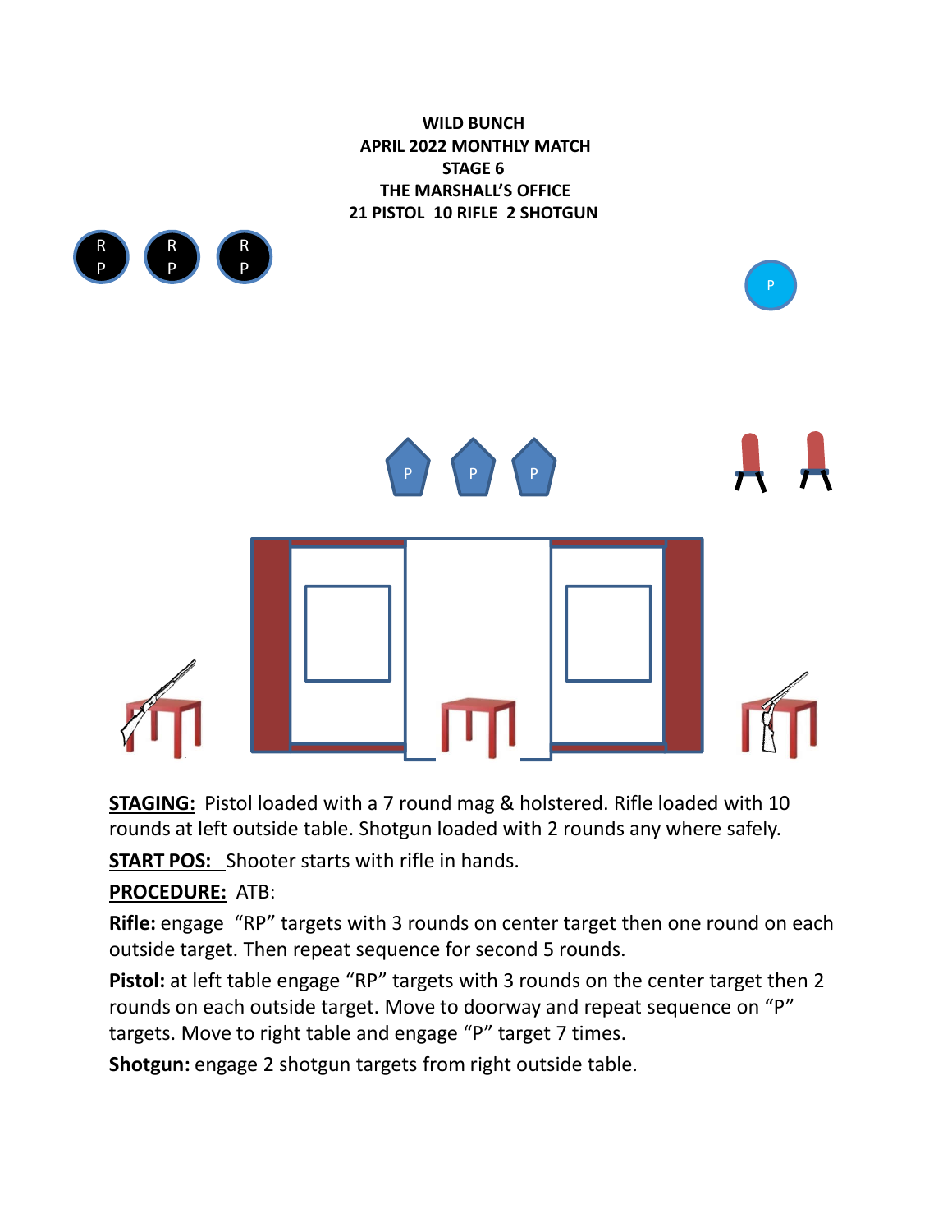**WILD BUNCH**
**APRIL 2022 MONTHLY MATCH**
**STAGE 6**
**THE MARSHALL'S OFFICE**
**21 PISTOL 10 RIFLE 2 SHOTGUN**

RP RP RP

P

P P P

**STAGING:** Pistol loaded with a 7 round mag & holstered. Rifle loaded with 10 rounds at left outside table. Shotgun loaded with 2 rounds any where safely.

**START POS:** Shooter starts with rifle in hands.

**PROCEDURE:** ATB:

**Rifle:** engage "RP" targets with 3 rounds on center target then one round on each outside target. Then repeat sequence for second 5 rounds.

**Pistol:** at left table engage "RP" targets with 3 rounds on the center target then 2 rounds on each outside target. Move to doorway and repeat sequence on "P" targets. Move to right table and engage "P" target 7 times.

**Shotgun:** engage 2 shotgun targets from right outside table.